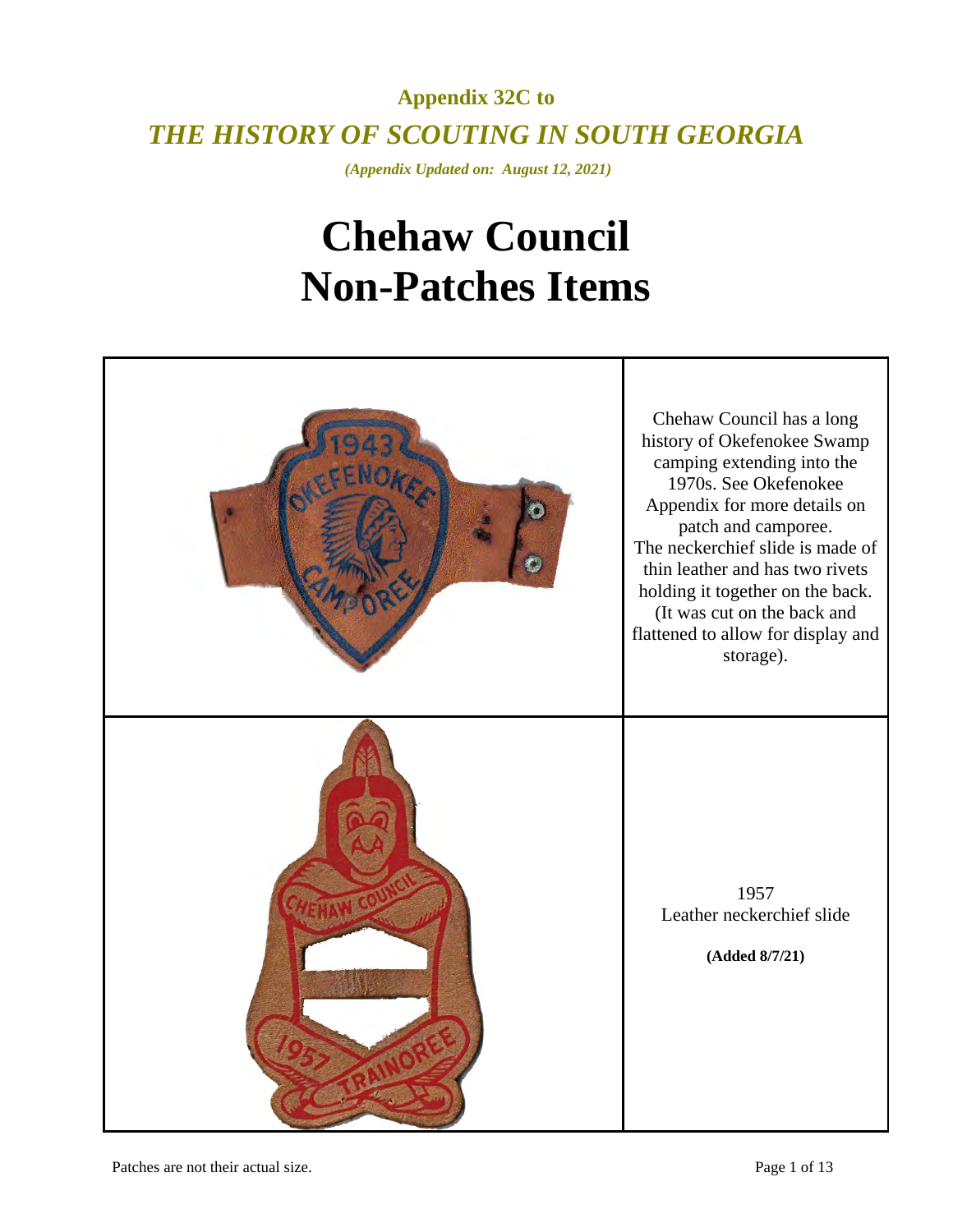**Appendix 32C to**

*THE HISTORY OF SCOUTING IN SOUTH GEORGIA*

*(Appendix Updated on: August 12, 2021)*

# Chehaw Council Non-Patches Items

| | |
|---|---|
| | Chehaw Council has a long history of Okefenokee Swamp camping extending into the 1970s. See Okefenokee Appendix for more details on patch and camporee. The neckerchief slide is made of thin leather and has two rivets holding it together on the back. (It was cut on the back and flattened to allow for display and storage). |
| | 1957 Leather neckerchief slide **(Added 8/7/21)** |

Patches are not their actual size.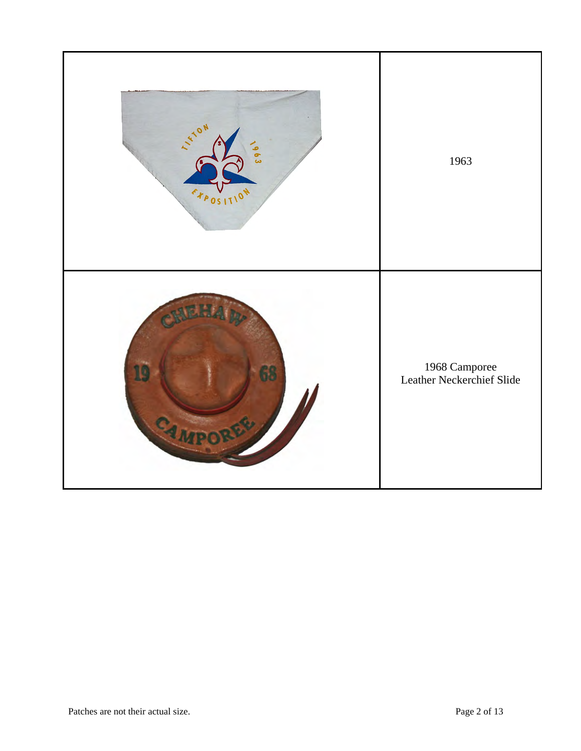|  |  |
|---|---|
|  | 1963 |
|  | 1968 Camporee<br>Leather Neckerchief Slide |

Patches are not their actual size.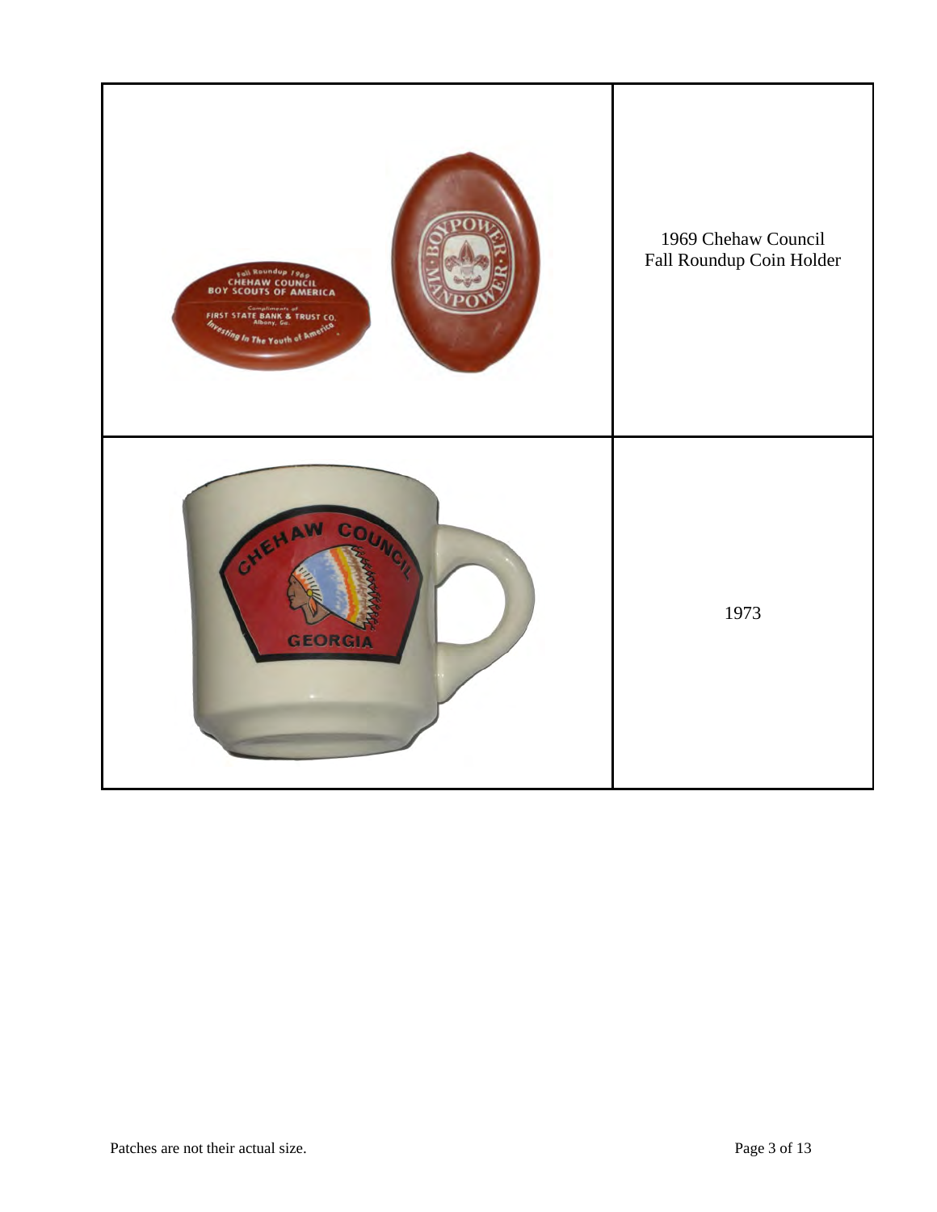| | |
|---|---|
| | 1969 Chehaw Council Fall Roundup Coin Holder |
| | 1973 |

Patches are not their actual size.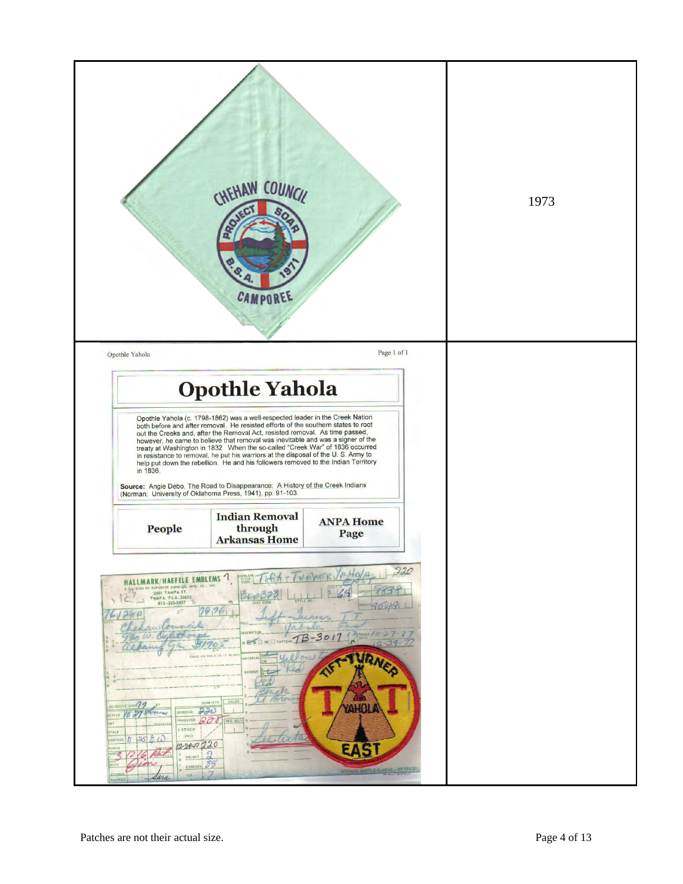| | |
|---|---|
| CHEHAW COUNCIL PROJECT SOAR B.S.A. 1971 CAMPOREE | 1973 |
| Opothle Yahola | |

Opothle Yahola Page 1 of 1

# Opothle Yahola

Opothle Yahola (c. 1798-1862) was a well-respected leader in the Creek Nation both before and after removal. He resisted efforts of the southern states to root out the Creeks and, after the Removal Act, resisted removal. As time passed, however, he came to believe that removal was inevitable and was a signer of the treaty at Washington in 1832. When the so-called "Creek War" of 1836 occurred in resistance to removal, he put his warriors at the disposal of the U. S. Army to help put down the rebellion. He and his followers removed to the Indian Territory in 1836.

**Source:** Angie Debo, The Road to Disappearance: A History of the Creek Indians (Norman: University of Oklahoma Press, 1941), pp. 91-103.

| People | Indian Removal through Arkansas Home | ANPA Home Page |
|---|---|---|

HALLMARK/HAEFELE EMBLEMS
A DIVISION OF SUPERIOR SURGICAL MFG. CO., INC.
2401 TAMPA ST.
TAMPA, FLA. 33602
813-223-5427

Tift-Turner Yahola East

TB-3017

TIFT-TURNER YAHOLA EAST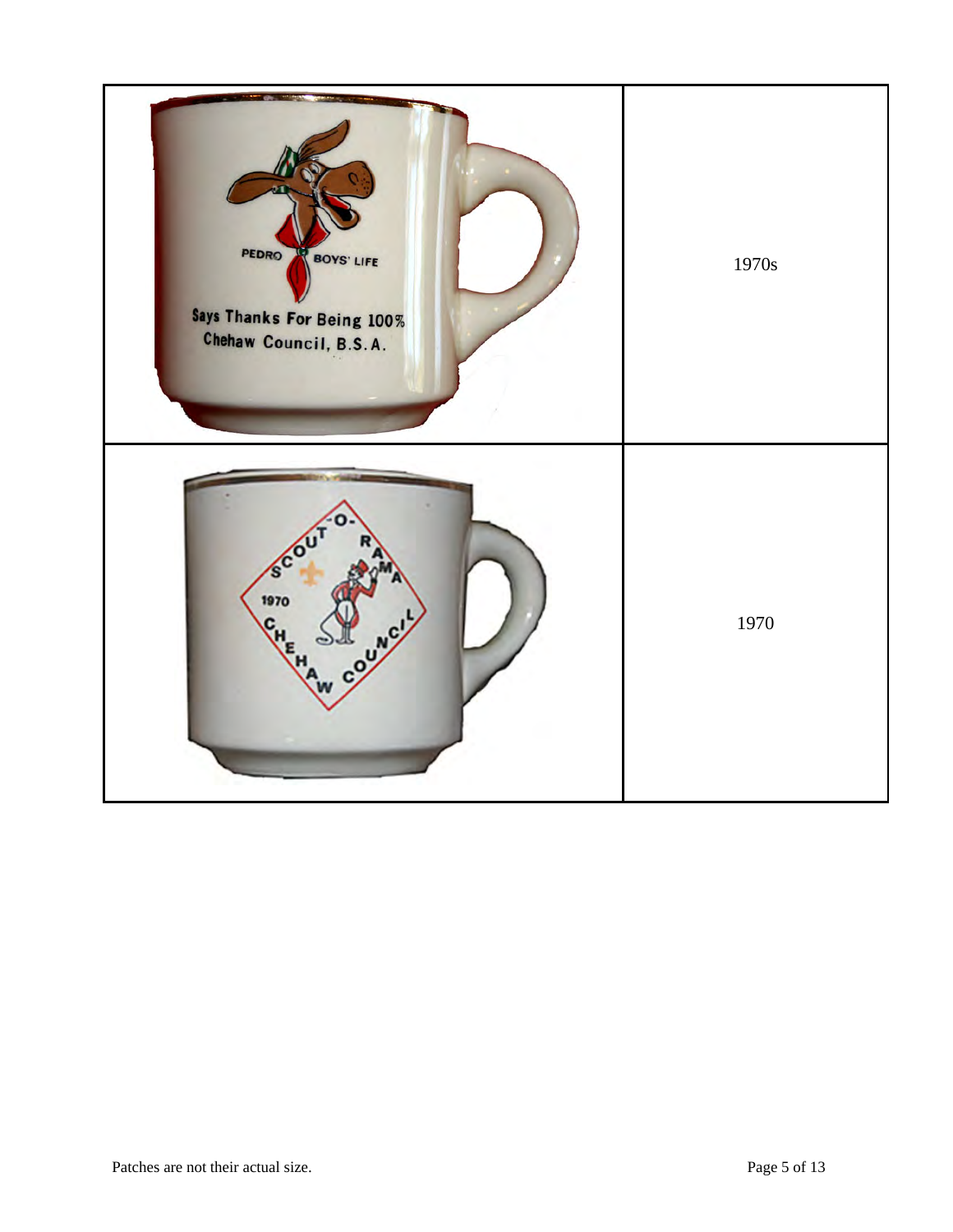| | |
|---|---|
| PEDRO BOYS' LIFE Says Thanks For Being 100% Chehaw Council, B.S.A. | 1970s |
| SCOUT-O-RAMA 1970 CHEHAW COUNCIL | 1970 |

Patches are not their actual size.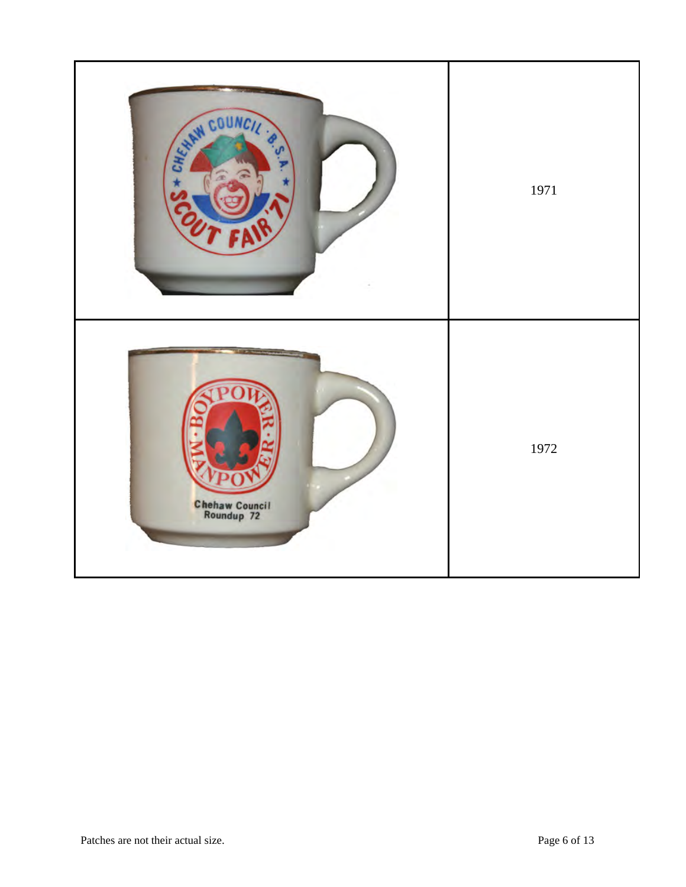| | |
|---|---|
| | 1971 |
| | 1972 |

Patches are not their actual size.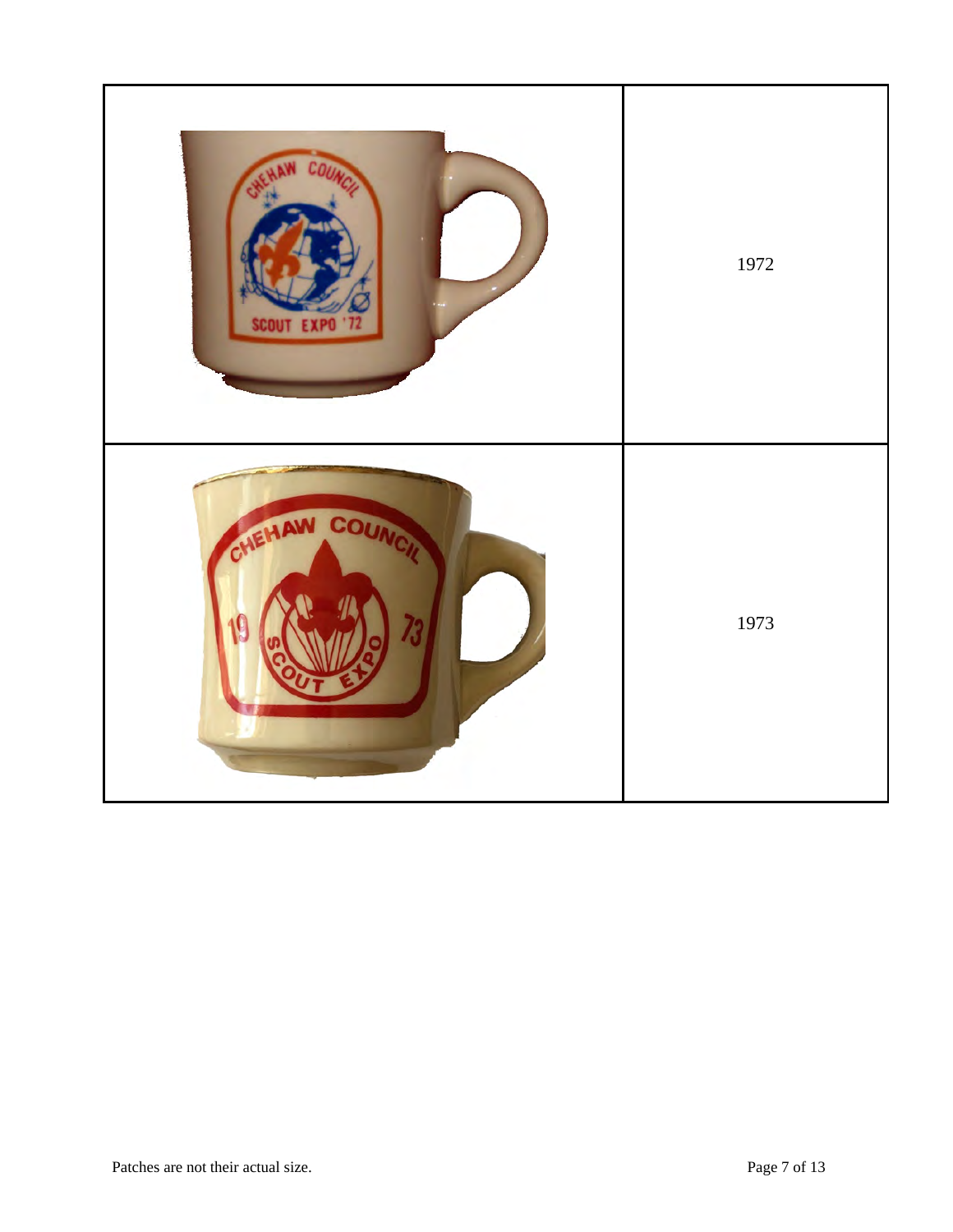| | |
|---|---|
| | 1972 |
| | 1973 |

Patches are not their actual size.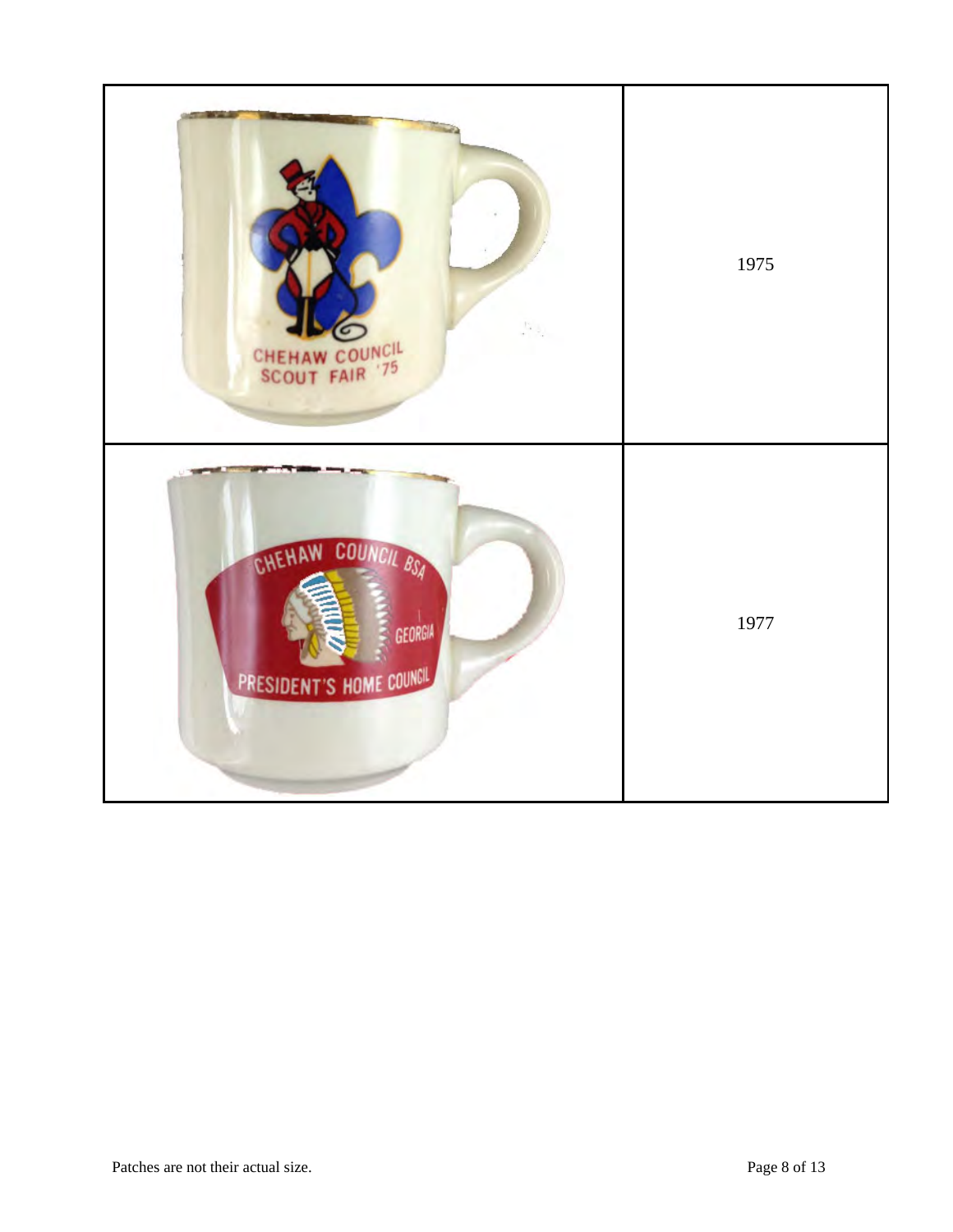|  |  |
|---|---|
| CHEHAW COUNCIL SCOUT FAIR '75 | 1975 |
| CHEHAW COUNCIL BSA GEORGIA PRESIDENT'S HOME COUNCIL | 1977 |

Patches are not their actual size.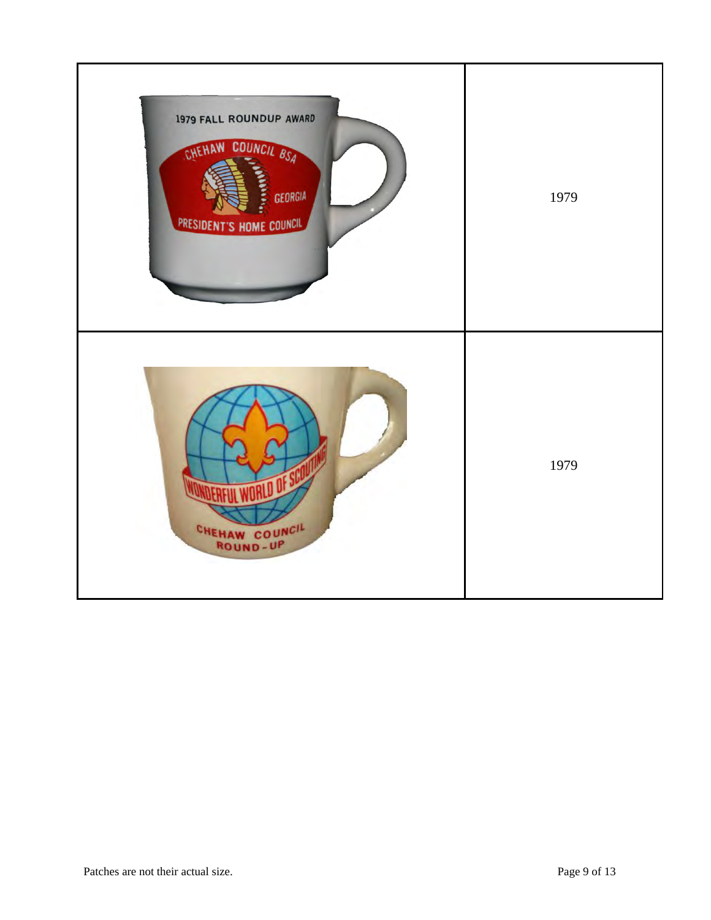| | |
|---|---|
| 1979 FALL ROUNDUP AWARD CHEHAW COUNCIL BSA GEORGIA PRESIDENT'S HOME COUNCIL | 1979 |
| WONDERFUL WORLD OF SCOUTING CHEHAW COUNCIL ROUND-UP | 1979 |

Patches are not their actual size.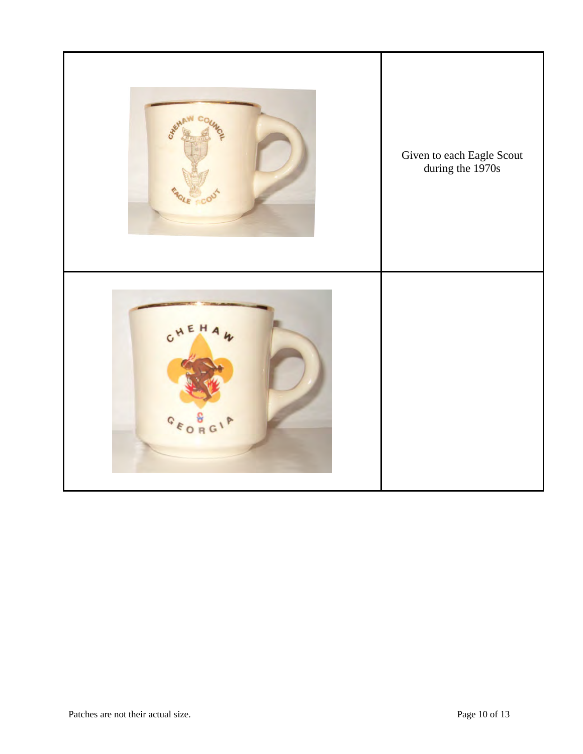| | |
|---|---|
| | Given to each Eagle Scout during the 1970s |
| | |

Patches are not their actual size.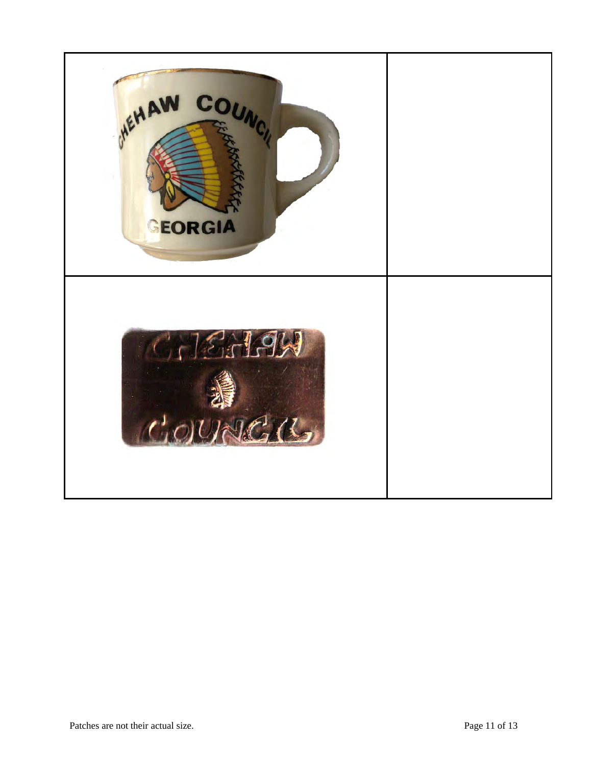| | |
|---|---|
| | |
| | |

Patches are not their actual size.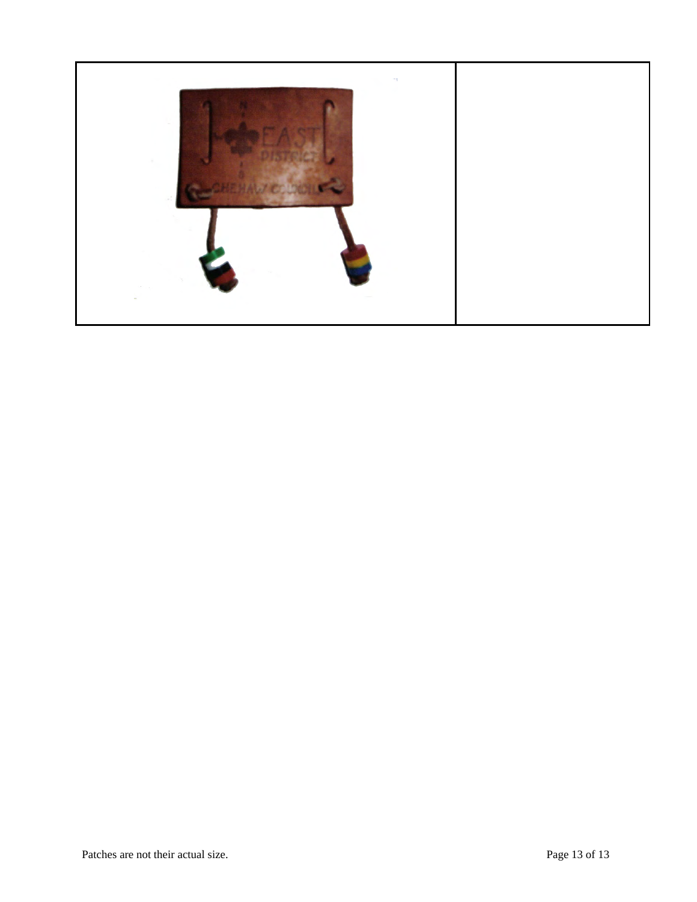Patches are not their actual size.